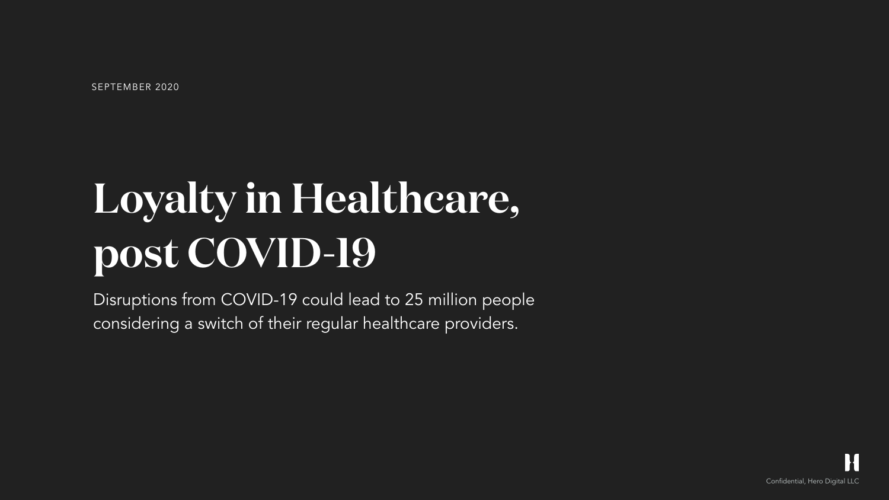SEPTEMBER 2020

# Loyalty in Healthcare, post COVID-19

Disruptions from COVID-19 could lead to 25 million people considering a switch of their regular healthcare providers.

Confidential, Hero Digital LLC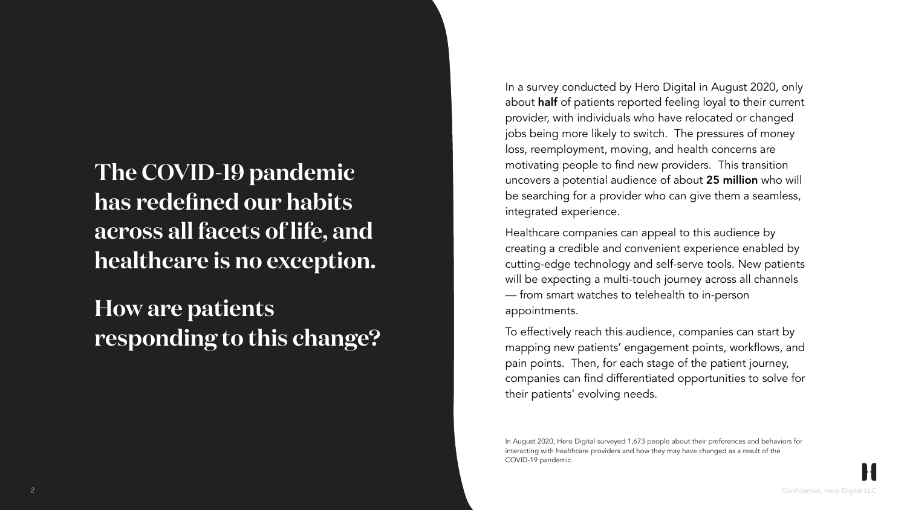# The COVID-19 pandemic has redefined our habits across all facets of life, and healthcare is no exception.

# How are patients responding to this change?

In a survey conducted by Hero Digital in August 2020, only about **half** of patients reported feeling loyal to their current provider, with individuals who have relocated or changed jobs being more likely to switch. The pressures of money loss, reemployment, moving, and health concerns are motivating people to find new providers. This transition uncovers a potential audience of about **25 million** who will be searching for a provider who can give them a seamless, integrated experience.

Healthcare companies can appeal to this audience by creating a credible and convenient experience enabled by cutting-edge technology and self-serve tools. New patients will be expecting a multi-touch journey across all channels — from smart watches to telehealth to in-person appointments.

To effectively reach this audience, companies can start by mapping new patients' engagement points, workflows, and pain points. Then, for each stage of the patient journey, companies can find differentiated opportunities to solve for their patients' evolving needs.

In August 2020, Hero Digital surveyed 1,673 people about their preferences and behaviors for interacting with healthcare providers and how they may have changed as a result of the COVID-19 pandemic.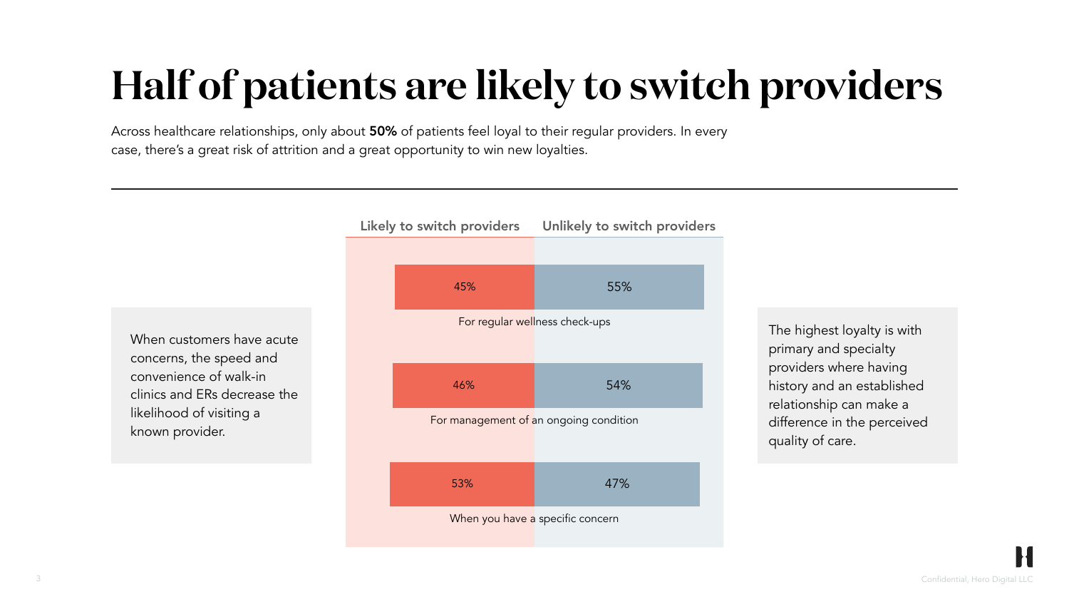# Half of patients are likely to switch providers

Across healthcare relationships, only about **50%** of patients feel loyal to their regular providers. In every case, there's a great risk of attrition and a great opportunity to win new loyalties.

When customers have acute concerns, the speed and convenience of walk-in clinics and ERs decrease the likelihood of visiting a known provider.

| | Likely to switch providers | Unlikely to switch providers |
|---|---|---|
| For regular wellness check-ups | 45% | 55% |
| For management of an ongoing condition | 46% | 54% |
| When you have a specific concern | 53% | 47% |

The highest loyalty is with primary and specialty providers where having history and an established relationship can make a difference in the perceived quality of care.

Confidential, Hero Digital LLC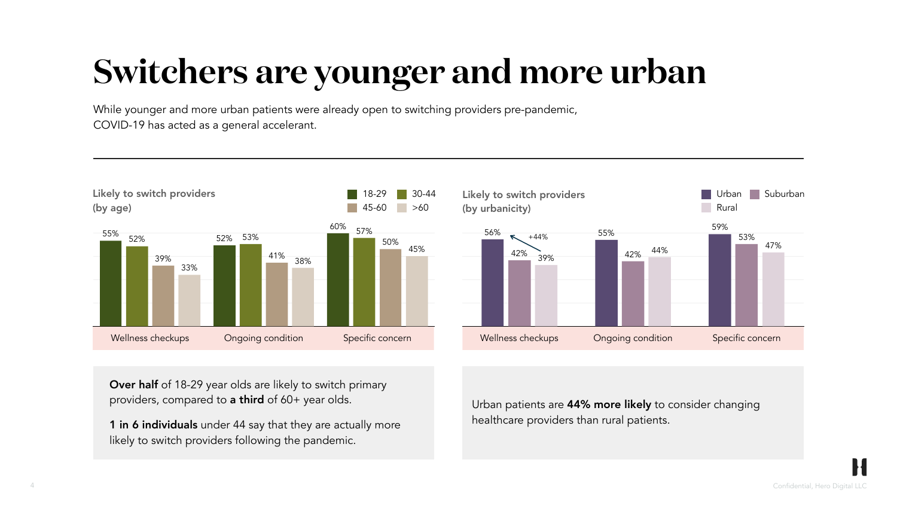# Switchers are younger and more urban

While younger and more urban patients were already open to switching providers pre-pandemic, COVID-19 has acted as a general accelerant.

**Likely to switch providers (by age)**

| | 18-29 | 30-44 | 45-60 | >60 |
|---|---|---|---|---|
| Wellness checkups | 55% | 52% | 39% | 33% |
| Ongoing condition | 52% | 53% | 41% | 38% |
| Specific concern | 60% | 57% | 50% | 45% |

**Likely to switch providers (by urbanicity)**

| | Urban | Suburban | Rural |
|---|---|---|---|
| Wellness checkups | 56% | 42% | 39% |
| Ongoing condition | 55% | 42% | 44% |
| Specific concern | 59% | 53% | 47% |

+44%

**Over half** of 18-29 year olds are likely to switch primary providers, compared to **a third** of 60+ year olds.

**1 in 6 individuals** under 44 say that they are actually more likely to switch providers following the pandemic.

Urban patients are **44% more likely** to consider changing healthcare providers than rural patients.

Confidential, Hero Digital LLC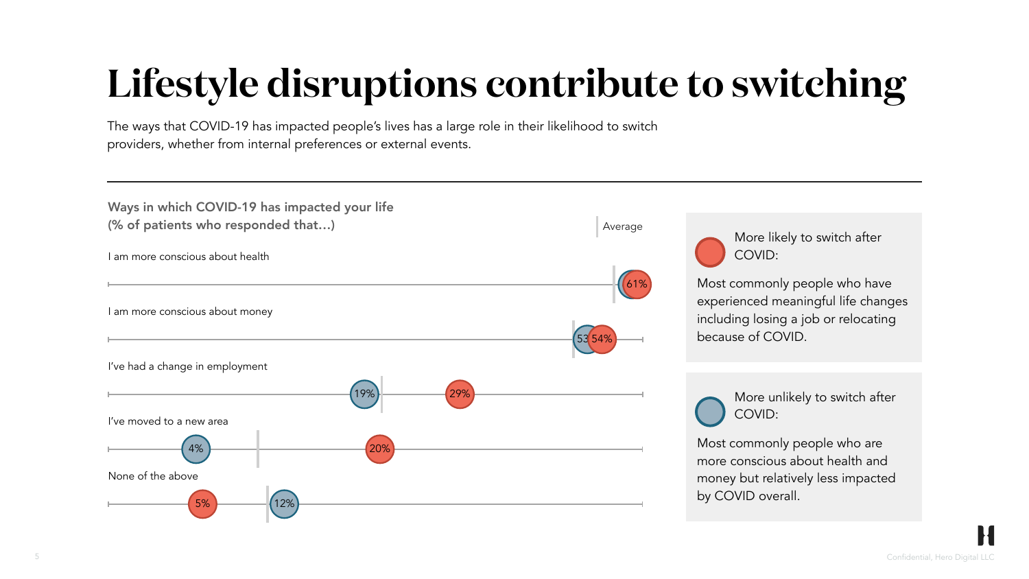# Lifestyle disruptions contribute to switching

The ways that COVID-19 has impacted people's lives has a large role in their likelihood to switch providers, whether from internal preferences or external events.

**Ways in which COVID-19 has impacted your life**
**(% of patients who responded that…)**

| | More likely to switch after COVID | More unlikely to switch after COVID |
|---|---|---|
| I am more conscious about health | 61% | |
| I am more conscious about money | 54% | 53 |
| I've had a change in employment | 29% | 19% |
| I've moved to a new area | 20% | 4% |
| None of the above | 5% | 12% |

Average

**More likely to switch after COVID:**

Most commonly people who have experienced meaningful life changes including losing a job or relocating because of COVID.

**More unlikely to switch after COVID:**

Most commonly people who are more conscious about health and money but relatively less impacted by COVID overall.

Confidential, Hero Digital LLC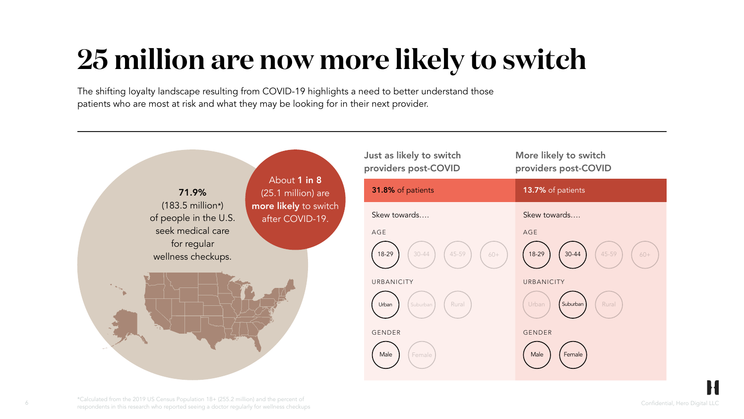# 25 million are now more likely to switch

The shifting loyalty landscape resulting from COVID-19 highlights a need to better understand those patients who are most at risk and what they may be looking for in their next provider.

**71.9%**
(183.5 million*)
of people in the U.S.
seek medical care
for regular
wellness checkups.

About **1 in 8** (25.1 million) are **more likely** to switch after COVID-19.

| | Just as likely to switch providers post-COVID | More likely to switch providers post-COVID |
|---|---|---|
| | **31.8%** of patients | **13.7%** of patients |
| Skew towards…. | | |
| AGE | 18-29 | 18-29, 30-44 |
| URBANICITY | Urban | Suburban |
| GENDER | Male | Male, Female |

*Calculated from the 2019 US Census Population 18+ (255.2 million) and the percent of respondents in this research who reported seeing a doctor regularly for wellness checkups

Confidential, Hero Digital LLC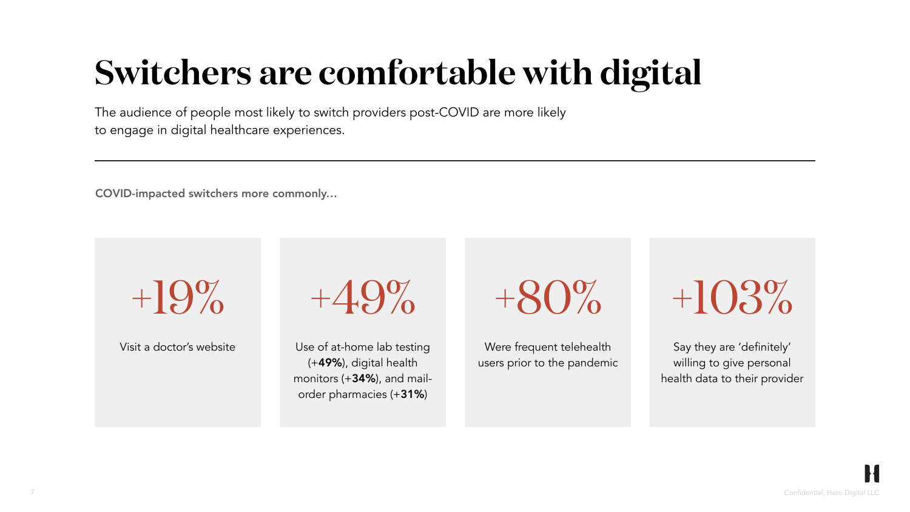# Switchers are comfortable with digital

The audience of people most likely to switch providers post-COVID are more likely to engage in digital healthcare experiences.

---

**COVID-impacted switchers more commonly…**

**+19%**

Visit a doctor's website

**+49%**

Use of at-home lab testing (+**49%**), digital health monitors (+**34%**), and mail-order pharmacies (+**31%**)

**+80%**

Were frequent telehealth users prior to the pandemic

**+103%**

Say they are 'definitely' willing to give personal health data to their provider

Confidential, Hero Digital LLC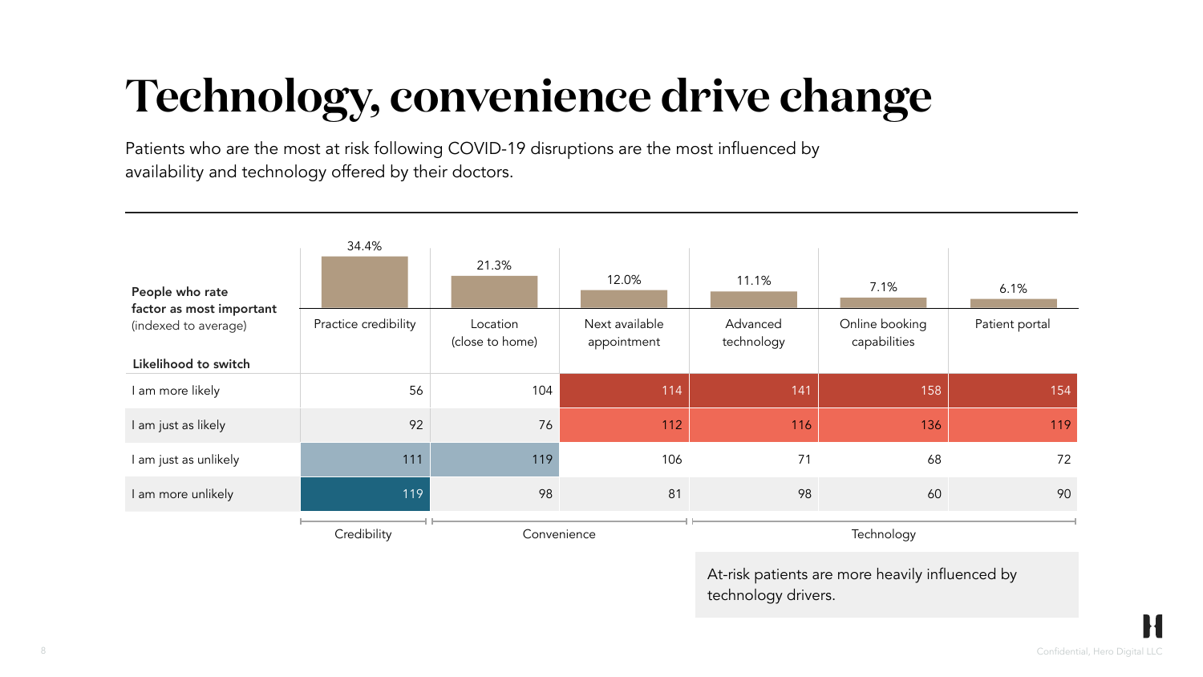# Technology, convenience drive change

Patients who are the most at risk following COVID-19 disruptions are the most influenced by availability and technology offered by their doctors.

| **People who rate factor as most important** (indexed to average) | Practice credibility | Location (close to home) | Next available appointment | Advanced technology | Online booking capabilities | Patient portal |
|---|---|---|---|---|---|---|
| | 34.4% | 21.3% | 12.0% | 11.1% | 7.1% | 6.1% |
| **Likelihood to switch** | | | | | | |
| I am more likely | 56 | 104 | 114 | 141 | 158 | 154 |
| I am just as likely | 92 | 76 | 112 | 116 | 136 | 119 |
| I am just as unlikely | 111 | 119 | 106 | 71 | 68 | 72 |
| I am more unlikely | 119 | 98 | 81 | 98 | 60 | 90 |
| | Credibility | Convenience | | Technology | | |

At-risk patients are more heavily influenced by technology drivers.

Confidential, Hero Digital LLC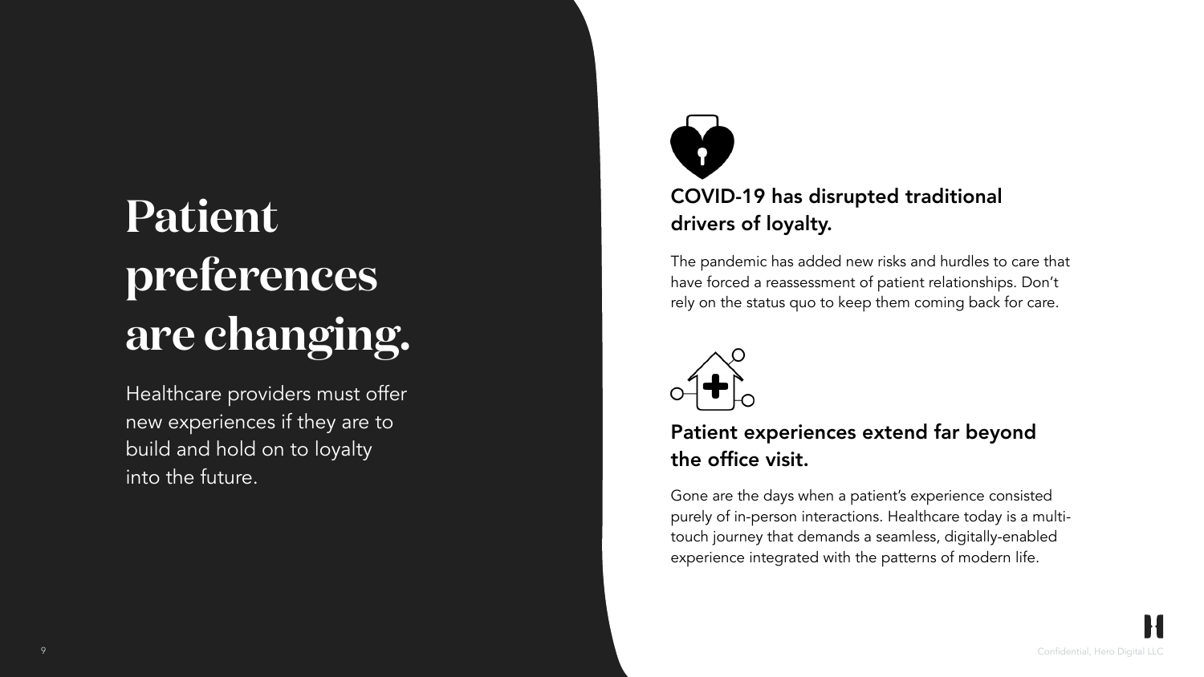# Patient preferences are changing.

Healthcare providers must offer new experiences if they are to build and hold on to loyalty into the future.

## COVID-19 has disrupted traditional drivers of loyalty.

The pandemic has added new risks and hurdles to care that have forced a reassessment of patient relationships. Don't rely on the status quo to keep them coming back for care.

## Patient experiences extend far beyond the office visit.

Gone are the days when a patient's experience consisted purely of in-person interactions. Healthcare today is a multi-touch journey that demands a seamless, digitally-enabled experience integrated with the patterns of modern life.

Confidential, Hero Digital LLC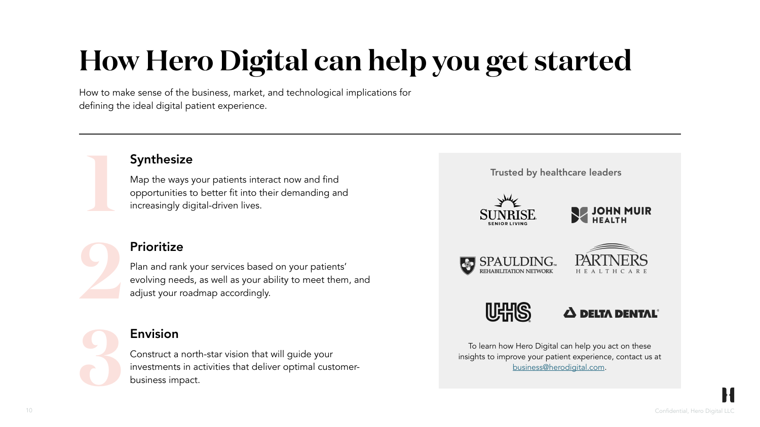# How Hero Digital can help you get started

How to make sense of the business, market, and technological implications for defining the ideal digital patient experience.

## 1 Synthesize

Map the ways your patients interact now and find opportunities to better fit into their demanding and increasingly digital-driven lives.

## 2 Prioritize

Plan and rank your services based on your patients' evolving needs, as well as your ability to meet them, and adjust your roadmap accordingly.

## 3 Envision

Construct a north-star vision that will guide your investments in activities that deliver optimal customer-business impact.

### Trusted by healthcare leaders

- Sunrise Senior Living
- John Muir Health
- Spaulding Rehabilitation Network
- Partners HealthCare
- UHS
- Delta Dental

To learn how Hero Digital can help you act on these insights to improve your patient experience, contact us at business@herodigital.com.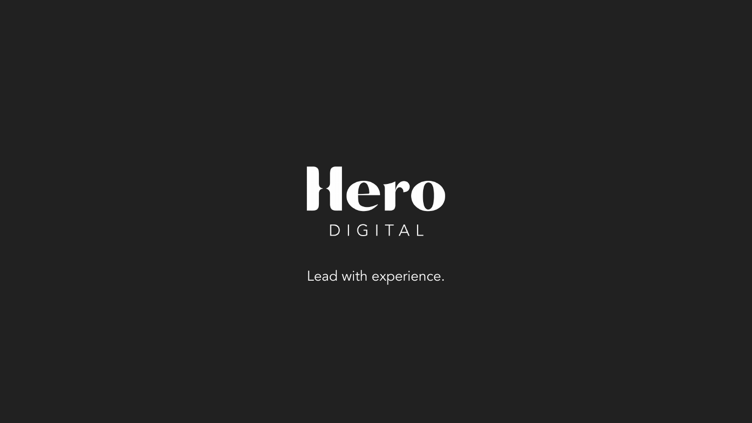# Hero

DIGITAL

Lead with experience.